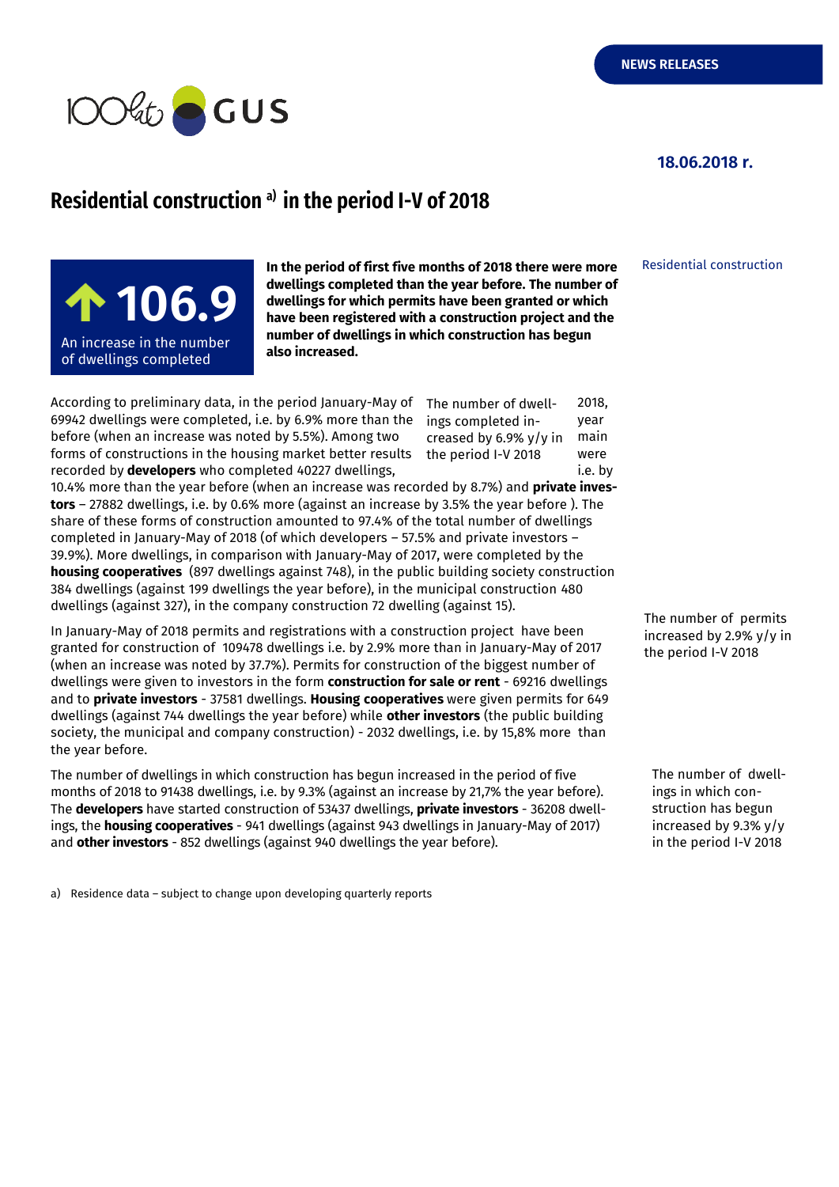NEWS RELEASES

18.06.2018 r.

# Residential construction [a] in the period I-V of 2018

**106.9**

An increase in the number of dwellings completed

**In the period of first five months of 2018 there were more dwellings completed than the year before. The number of dwellings for which permits have been granted or which have been registered with a construction project and the number of dwellings in which construction has begun also increased.**

Residential construction

The number of dwellings completed increased by 6.9% y/y in the period I-V 2018

According to preliminary data, in the period January-May of 2018, 69942 dwellings were completed, i.e. by 6.9% more than the year before (when an increase was noted by 5.5%). Among two main forms of constructions in the housing market better results were recorded by **developers** who completed 40227 dwellings, i.e. by 10.4% more than the year before (when an increase was recorded by 8.7%) and **private investors** – 27882 dwellings, i.e. by 0.6% more (against an increase by 3.5% the year before ). The share of these forms of construction amounted to 97.4% of the total number of dwellings completed in January-May of 2018 (of which developers – 57.5% and private investors – 39.9%). More dwellings, in comparison with January-May of 2017, were completed by the **housing cooperatives** (897 dwellings against 748), in the public building society construction 384 dwellings (against 199 dwellings the year before), in the municipal construction 480 dwellings (against 327), in the company construction 72 dwelling (against 15).

The number of permits increased by 2.9% y/y in the period I-V 2018

In January-May of 2018 permits and registrations with a construction project have been granted for construction of 109478 dwellings i.e. by 2.9% more than in January-May of 2017 (when an increase was noted by 37.7%). Permits for construction of the biggest number of dwellings were given to investors in the form **construction for sale or rent** - 69216 dwellings and to **private investors** - 37581 dwellings. **Housing cooperatives** were given permits for 649 dwellings (against 744 dwellings the year before) while **other investors** (the public building society, the municipal and company construction) - 2032 dwellings, i.e. by 15,8% more than the year before.

The number of dwellings in which construction has begun increased by 9.3% y/y in the period I-V 2018

The number of dwellings in which construction has begun increased in the period of five months of 2018 to 91438 dwellings, i.e. by 9.3% (against an increase by 21,7% the year before). The **developers** have started construction of 53437 dwellings, **private investors** - 36208 dwellings, the **housing cooperatives** - 941 dwellings (against 943 dwellings in January-May of 2017) and **other investors** - 852 dwellings (against 940 dwellings the year before).

a) Residence data – subject to change upon developing quarterly reports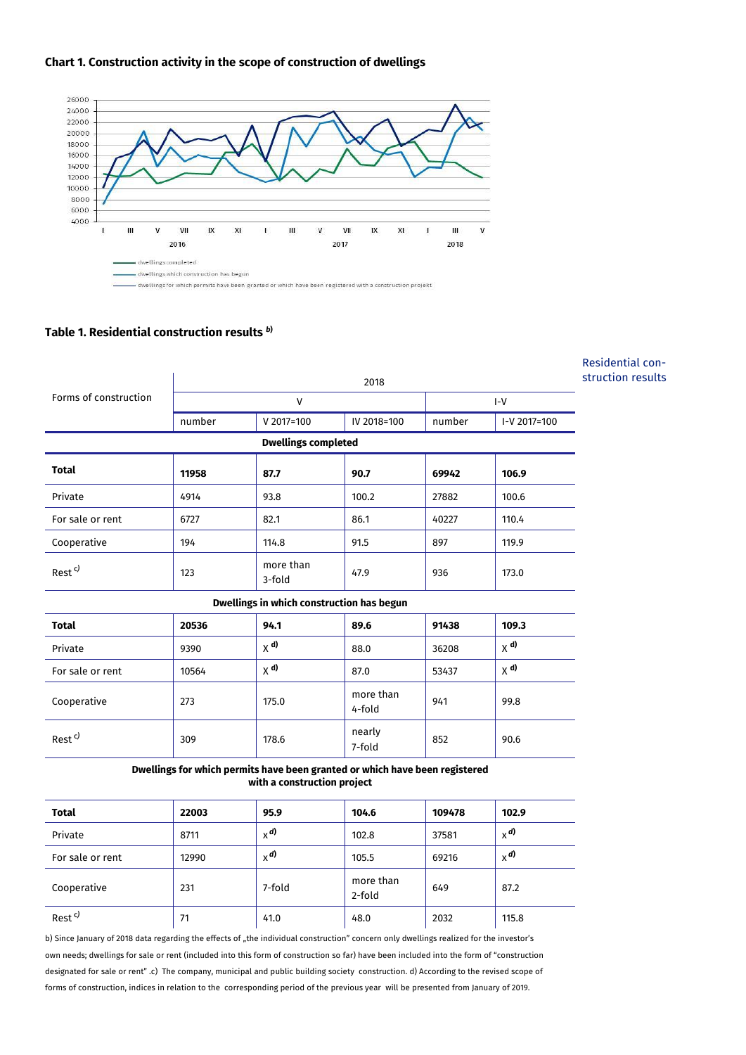**Chart 1. Construction activity in the scope of construction of dwellings**

**Table 1. Residential construction results** [b)]

Residential construction results

| Forms of construction | 2018 | | | | |
|---|---|---|---|---|---|
| | V | | | I-V | |
| | number | V 2017=100 | IV 2018=100 | number | I-V 2017=100 |
| **Dwellings completed** | | | | | |
| **Total** | **11958** | **87.7** | **90.7** | **69942** | **106.9** |
| Private | 4914 | 93.8 | 100.2 | 27882 | 100.6 |
| For sale or rent | 6727 | 82.1 | 86.1 | 40227 | 110.4 |
| Cooperative | 194 | 114.8 | 91.5 | 897 | 119.9 |
| Rest [c)] | 123 | more than 3-fold | 47.9 | 936 | 173.0 |
| **Dwellings in which construction has begun** | | | | | |
| **Total** | **20536** | **94.1** | **89.6** | **91438** | **109.3** |
| Private | 9390 | x [d)] | 88.0 | 36208 | x [d)] |
| For sale or rent | 10564 | x [d)] | 87.0 | 53437 | x [d)] |
| Cooperative | 273 | 175.0 | more than 4-fold | 941 | 99.8 |
| Rest [c)] | 309 | 178.6 | nearly 7-fold | 852 | 90.6 |
| **Dwellings for which permits have been granted or which have been registered with a construction project** | | | | | |
| **Total** | **22003** | **95.9** | **104.6** | **109478** | **102.9** |
| Private | 8711 | x [d)] | 102.8 | 37581 | x [d)] |
| For sale or rent | 12990 | x [d)] | 105.5 | 69216 | x [d)] |
| Cooperative | 231 | 7-fold | more than 2-fold | 649 | 87.2 |
| Rest [c)] | 71 | 41.0 | 48.0 | 2032 | 115.8 |

b) Since January of 2018 data regarding the effects of „the individual construction" concern only dwellings realized for the investor's own needs; dwellings for sale or rent (included into this form of construction so far) have been included into the form of "construction designated for sale or rent" .c) The company, municipal and public building society construction. d) According to the revised scope of forms of construction, indices in relation to the corresponding period of the previous year will be presented from January of 2019.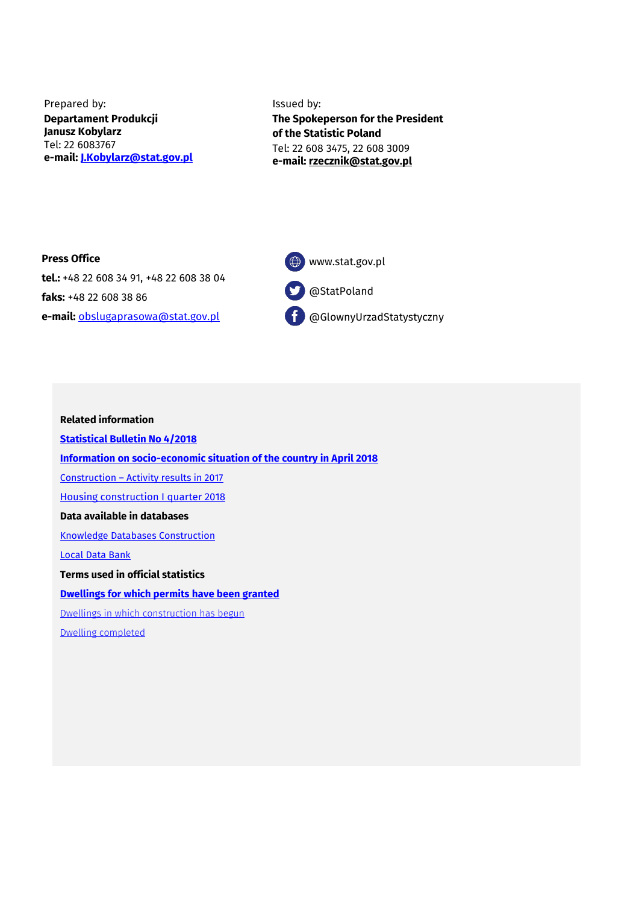Prepared by:
**Departament Produkcji**
**Janusz Kobylarz**
Tel: 22 6083767
**e-mail:** **[J.Kobylarz@stat.gov.pl](mailto:J.Kobylarz@stat.gov.pl)**

Issued by:
**The Spokeperson for the President of the Statistic Poland**
Tel: 22 608 3475, 22 608 3009
**e-mail:** **rzecznik@stat.gov.pl**

**Press Office**
**tel.:** +48 22 608 34 91, +48 22 608 38 04
**faks:** +48 22 608 38 86
**e-mail:** obslugaprasowa@stat.gov.pl

www.stat.gov.pl
@StatPoland
@GlownyUrzadStatystyczny

**Related information**

**Statistical Bulletin No 4/2018**

**Information on socio-economic situation of the country in April 2018**

Construction – Activity results in 2017

Housing construction I quarter 2018

**Data available in databases**

Knowledge Databases Construction

Local Data Bank

**Terms used in official statistics**

**Dwellings for which permits have been granted**

Dwellings in which construction has begun

Dwelling completed